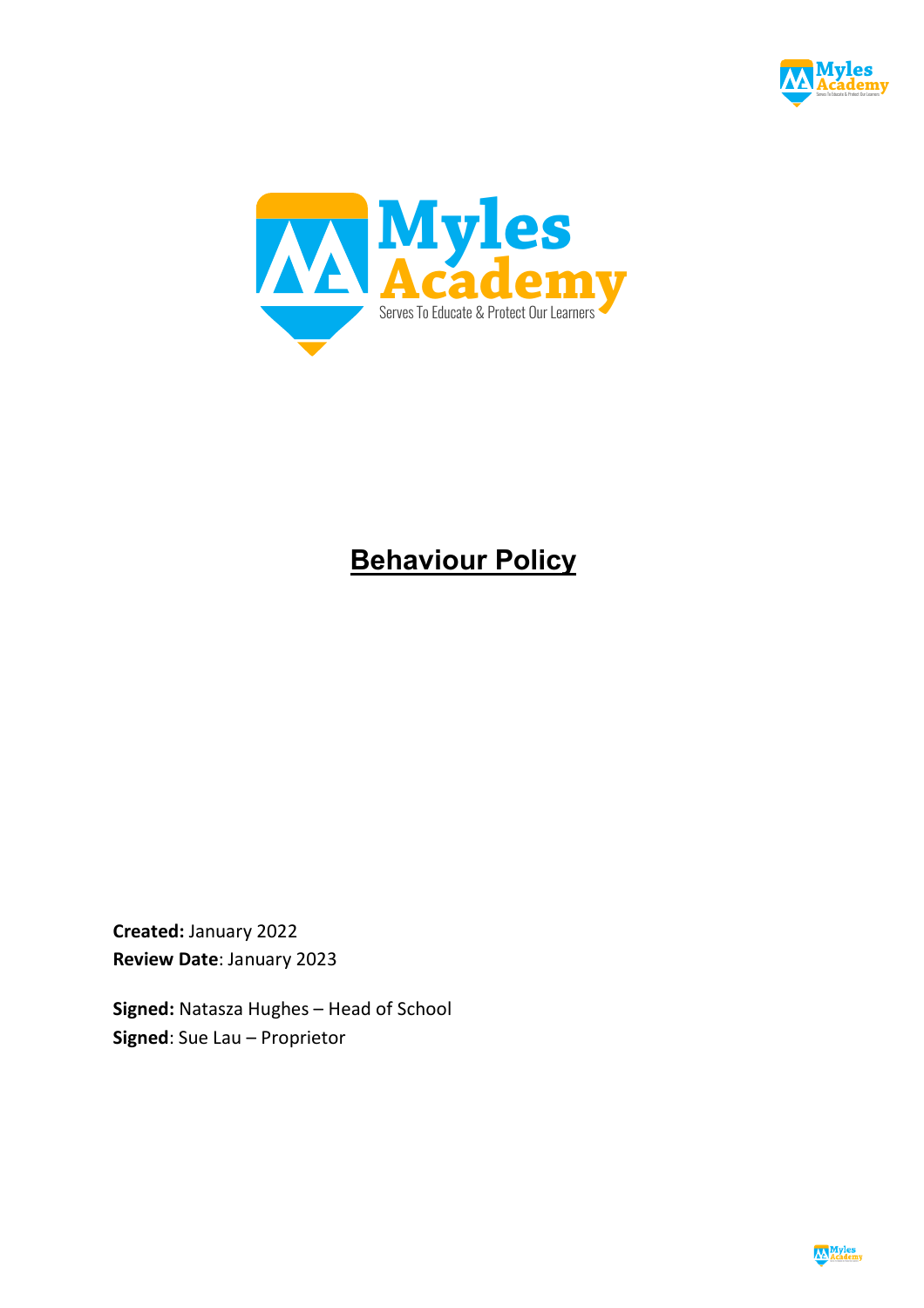# Behaviour Policy

**Created:** January 2022
**Review Date**: January 2023

**Signed:** Natasza Hughes – Head of School
**Signed**: Sue Lau – Proprietor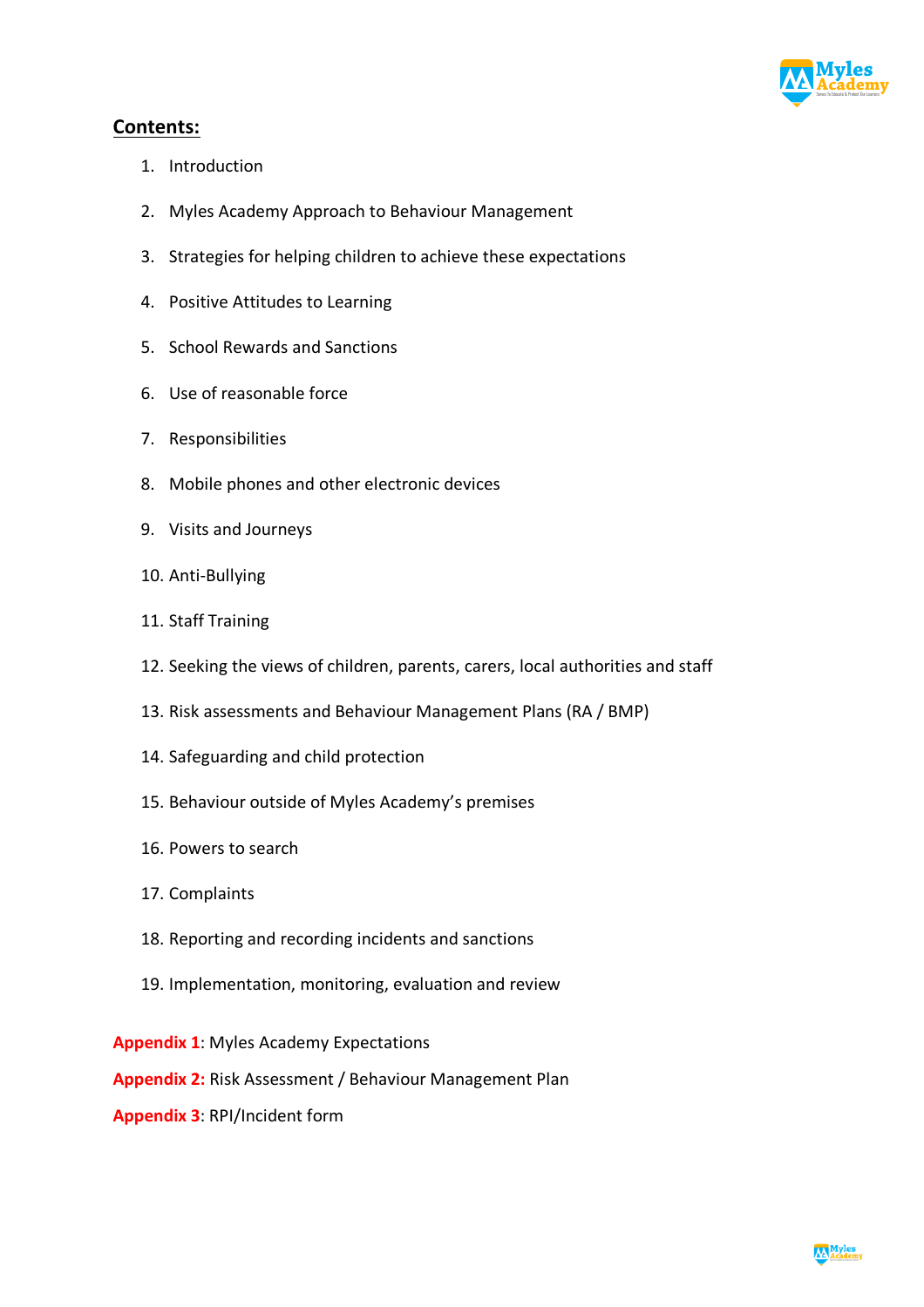## Contents:

1. Introduction
2. Myles Academy Approach to Behaviour Management
3. Strategies for helping children to achieve these expectations
4. Positive Attitudes to Learning
5. School Rewards and Sanctions
6. Use of reasonable force
7. Responsibilities
8. Mobile phones and other electronic devices
9. Visits and Journeys
10. Anti-Bullying
11. Staff Training
12. Seeking the views of children, parents, carers, local authorities and staff
13. Risk assessments and Behaviour Management Plans (RA / BMP)
14. Safeguarding and child protection
15. Behaviour outside of Myles Academy's premises
16. Powers to search
17. Complaints
18. Reporting and recording incidents and sanctions
19. Implementation, monitoring, evaluation and review

**Appendix 1**: Myles Academy Expectations

**Appendix 2:** Risk Assessment / Behaviour Management Plan

**Appendix 3**: RPI/Incident form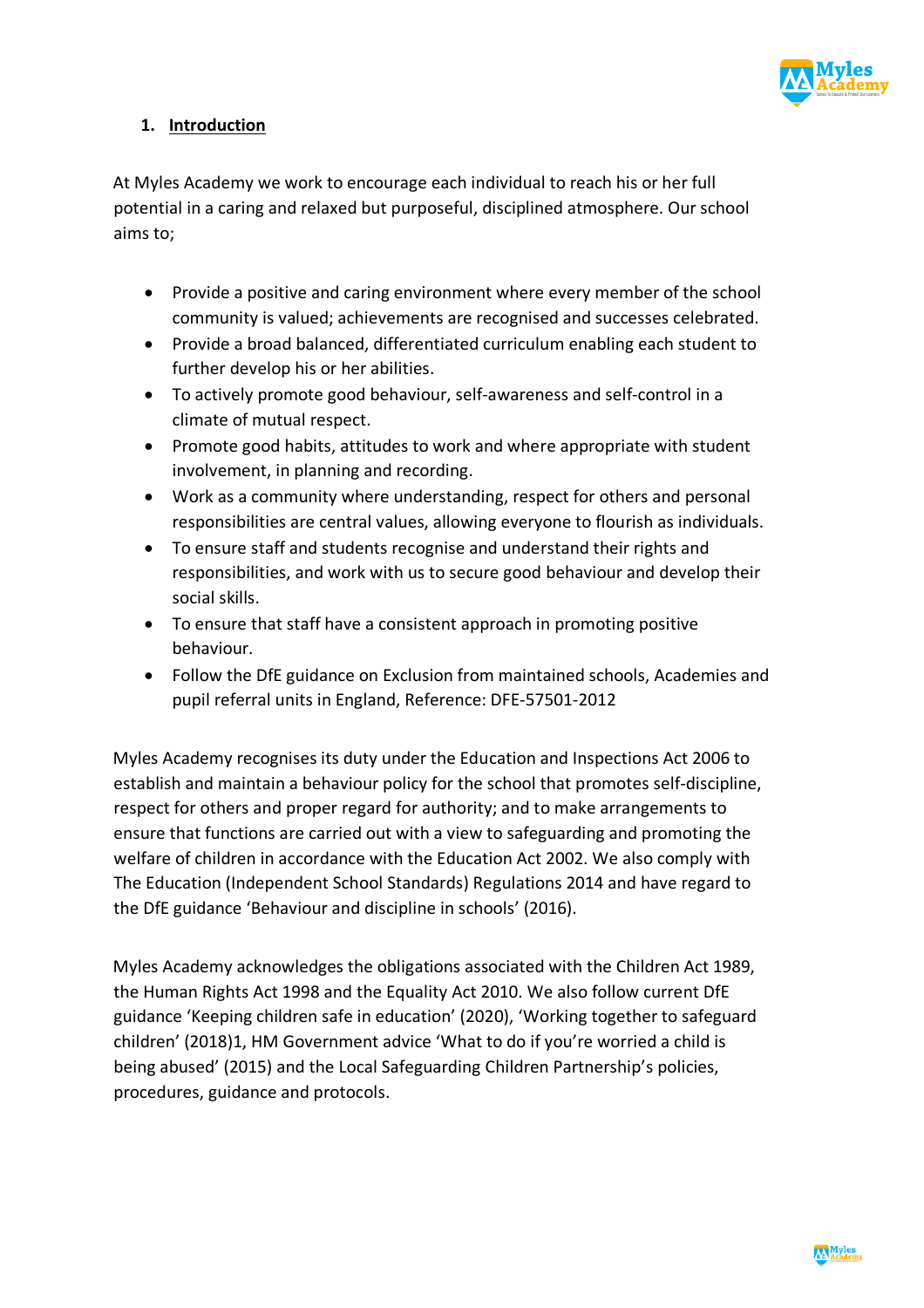## 1. Introduction

At Myles Academy we work to encourage each individual to reach his or her full potential in a caring and relaxed but purposeful, disciplined atmosphere. Our school aims to;

- Provide a positive and caring environment where every member of the school community is valued; achievements are recognised and successes celebrated.
- Provide a broad balanced, differentiated curriculum enabling each student to further develop his or her abilities.
- To actively promote good behaviour, self-awareness and self-control in a climate of mutual respect.
- Promote good habits, attitudes to work and where appropriate with student involvement, in planning and recording.
- Work as a community where understanding, respect for others and personal responsibilities are central values, allowing everyone to flourish as individuals.
- To ensure staff and students recognise and understand their rights and responsibilities, and work with us to secure good behaviour and develop their social skills.
- To ensure that staff have a consistent approach in promoting positive behaviour.
- Follow the DfE guidance on Exclusion from maintained schools, Academies and pupil referral units in England, Reference: DFE-57501-2012

Myles Academy recognises its duty under the Education and Inspections Act 2006 to establish and maintain a behaviour policy for the school that promotes self-discipline, respect for others and proper regard for authority; and to make arrangements to ensure that functions are carried out with a view to safeguarding and promoting the welfare of children in accordance with the Education Act 2002. We also comply with The Education (Independent School Standards) Regulations 2014 and have regard to the DfE guidance 'Behaviour and discipline in schools' (2016).

Myles Academy acknowledges the obligations associated with the Children Act 1989, the Human Rights Act 1998 and the Equality Act 2010. We also follow current DfE guidance 'Keeping children safe in education' (2020), 'Working together to safeguard children' (2018)1, HM Government advice 'What to do if you're worried a child is being abused' (2015) and the Local Safeguarding Children Partnership's policies, procedures, guidance and protocols.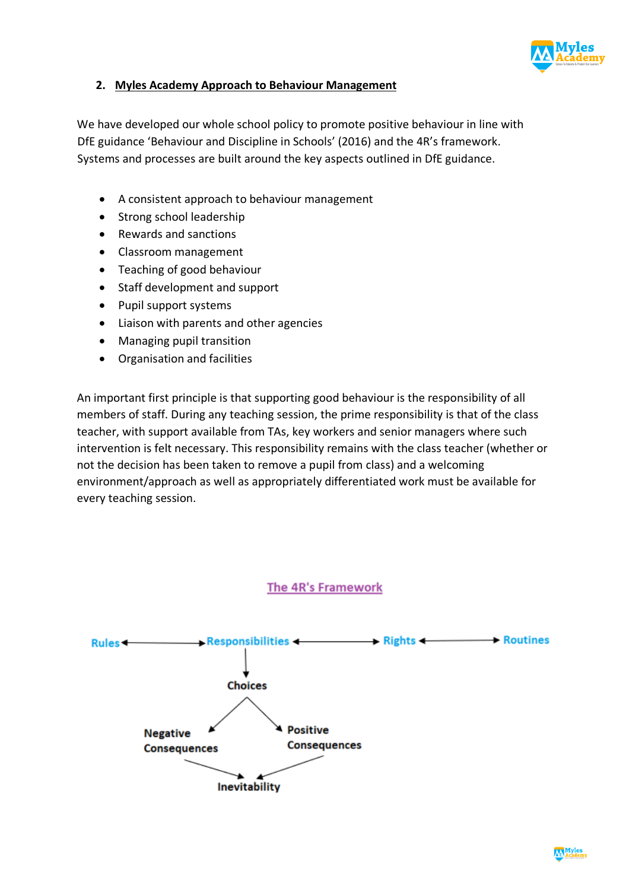## 2. Myles Academy Approach to Behaviour Management

We have developed our whole school policy to promote positive behaviour in line with DfE guidance 'Behaviour and Discipline in Schools' (2016) and the 4R's framework. Systems and processes are built around the key aspects outlined in DfE guidance.

- A consistent approach to behaviour management
- Strong school leadership
- Rewards and sanctions
- Classroom management
- Teaching of good behaviour
- Staff development and support
- Pupil support systems
- Liaison with parents and other agencies
- Managing pupil transition
- Organisation and facilities

An important first principle is that supporting good behaviour is the responsibility of all members of staff. During any teaching session, the prime responsibility is that of the class teacher, with support available from TAs, key workers and senior managers where such intervention is felt necessary. This responsibility remains with the class teacher (whether or not the decision has been taken to remove a pupil from class) and a welcoming environment/approach as well as appropriately differentiated work must be available for every teaching session.

### The 4R's Framework

Rules ↔ Responsibilities ↔ Rights ↔ Routines

Responsibilities → Choices

Choices → Negative Consequences / Positive Consequences

Negative Consequences → Inevitability ← Positive Consequences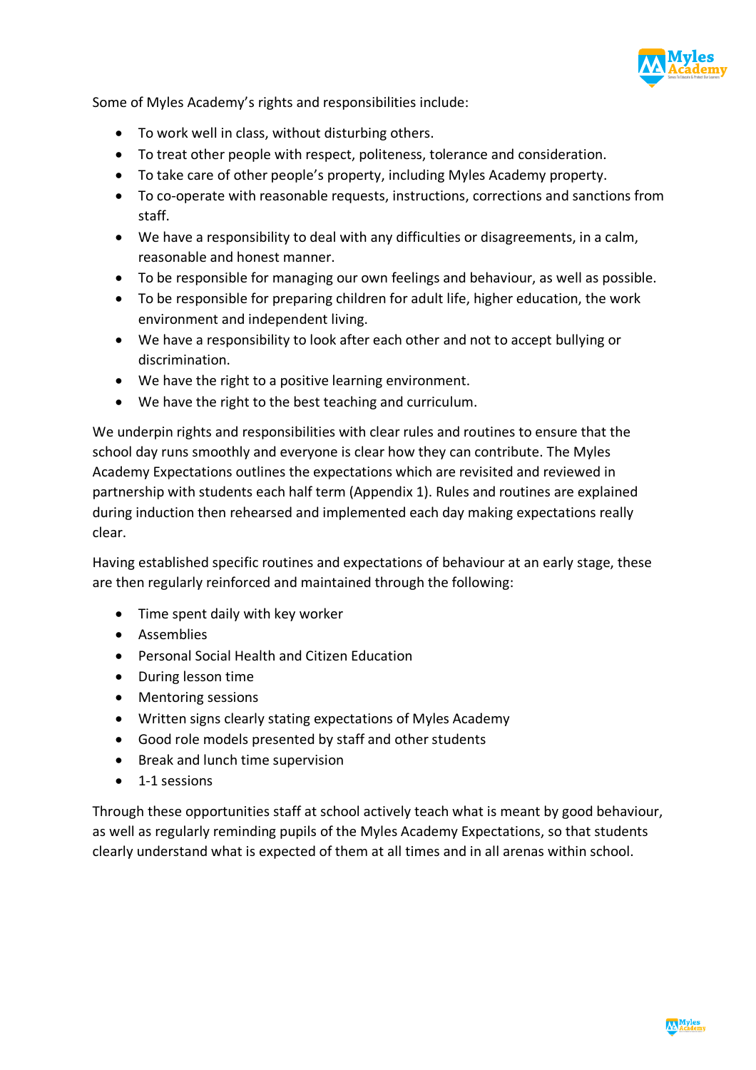Some of Myles Academy's rights and responsibilities include:

- To work well in class, without disturbing others.
- To treat other people with respect, politeness, tolerance and consideration.
- To take care of other people's property, including Myles Academy property.
- To co-operate with reasonable requests, instructions, corrections and sanctions from staff.
- We have a responsibility to deal with any difficulties or disagreements, in a calm, reasonable and honest manner.
- To be responsible for managing our own feelings and behaviour, as well as possible.
- To be responsible for preparing children for adult life, higher education, the work environment and independent living.
- We have a responsibility to look after each other and not to accept bullying or discrimination.
- We have the right to a positive learning environment.
- We have the right to the best teaching and curriculum.

We underpin rights and responsibilities with clear rules and routines to ensure that the school day runs smoothly and everyone is clear how they can contribute. The Myles Academy Expectations outlines the expectations which are revisited and reviewed in partnership with students each half term (Appendix 1). Rules and routines are explained during induction then rehearsed and implemented each day making expectations really clear.

Having established specific routines and expectations of behaviour at an early stage, these are then regularly reinforced and maintained through the following:

- Time spent daily with key worker
- Assemblies
- Personal Social Health and Citizen Education
- During lesson time
- Mentoring sessions
- Written signs clearly stating expectations of Myles Academy
- Good role models presented by staff and other students
- Break and lunch time supervision
- 1-1 sessions

Through these opportunities staff at school actively teach what is meant by good behaviour, as well as regularly reminding pupils of the Myles Academy Expectations, so that students clearly understand what is expected of them at all times and in all arenas within school.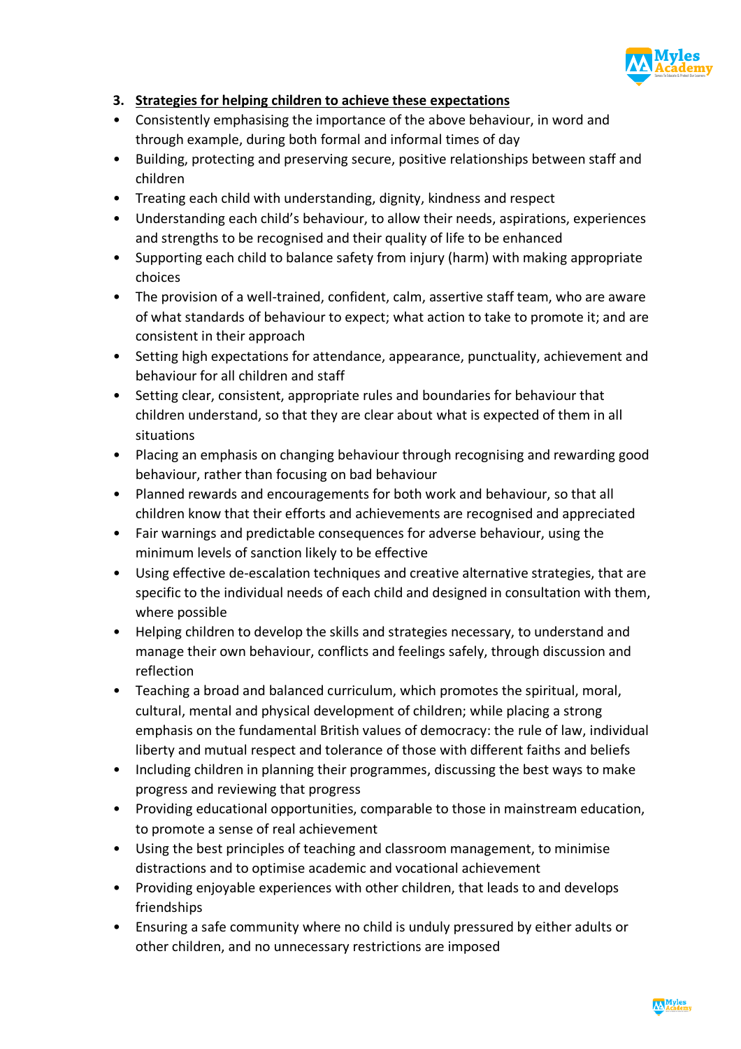### 3. <u>Strategies for helping children to achieve these expectations</u>

- Consistently emphasising the importance of the above behaviour, in word and through example, during both formal and informal times of day
- Building, protecting and preserving secure, positive relationships between staff and children
- Treating each child with understanding, dignity, kindness and respect
- Understanding each child's behaviour, to allow their needs, aspirations, experiences and strengths to be recognised and their quality of life to be enhanced
- Supporting each child to balance safety from injury (harm) with making appropriate choices
- The provision of a well-trained, confident, calm, assertive staff team, who are aware of what standards of behaviour to expect; what action to take to promote it; and are consistent in their approach
- Setting high expectations for attendance, appearance, punctuality, achievement and behaviour for all children and staff
- Setting clear, consistent, appropriate rules and boundaries for behaviour that children understand, so that they are clear about what is expected of them in all situations
- Placing an emphasis on changing behaviour through recognising and rewarding good behaviour, rather than focusing on bad behaviour
- Planned rewards and encouragements for both work and behaviour, so that all children know that their efforts and achievements are recognised and appreciated
- Fair warnings and predictable consequences for adverse behaviour, using the minimum levels of sanction likely to be effective
- Using effective de-escalation techniques and creative alternative strategies, that are specific to the individual needs of each child and designed in consultation with them, where possible
- Helping children to develop the skills and strategies necessary, to understand and manage their own behaviour, conflicts and feelings safely, through discussion and reflection
- Teaching a broad and balanced curriculum, which promotes the spiritual, moral, cultural, mental and physical development of children; while placing a strong emphasis on the fundamental British values of democracy: the rule of law, individual liberty and mutual respect and tolerance of those with different faiths and beliefs
- Including children in planning their programmes, discussing the best ways to make progress and reviewing that progress
- Providing educational opportunities, comparable to those in mainstream education, to promote a sense of real achievement
- Using the best principles of teaching and classroom management, to minimise distractions and to optimise academic and vocational achievement
- Providing enjoyable experiences with other children, that leads to and develops friendships
- Ensuring a safe community where no child is unduly pressured by either adults or other children, and no unnecessary restrictions are imposed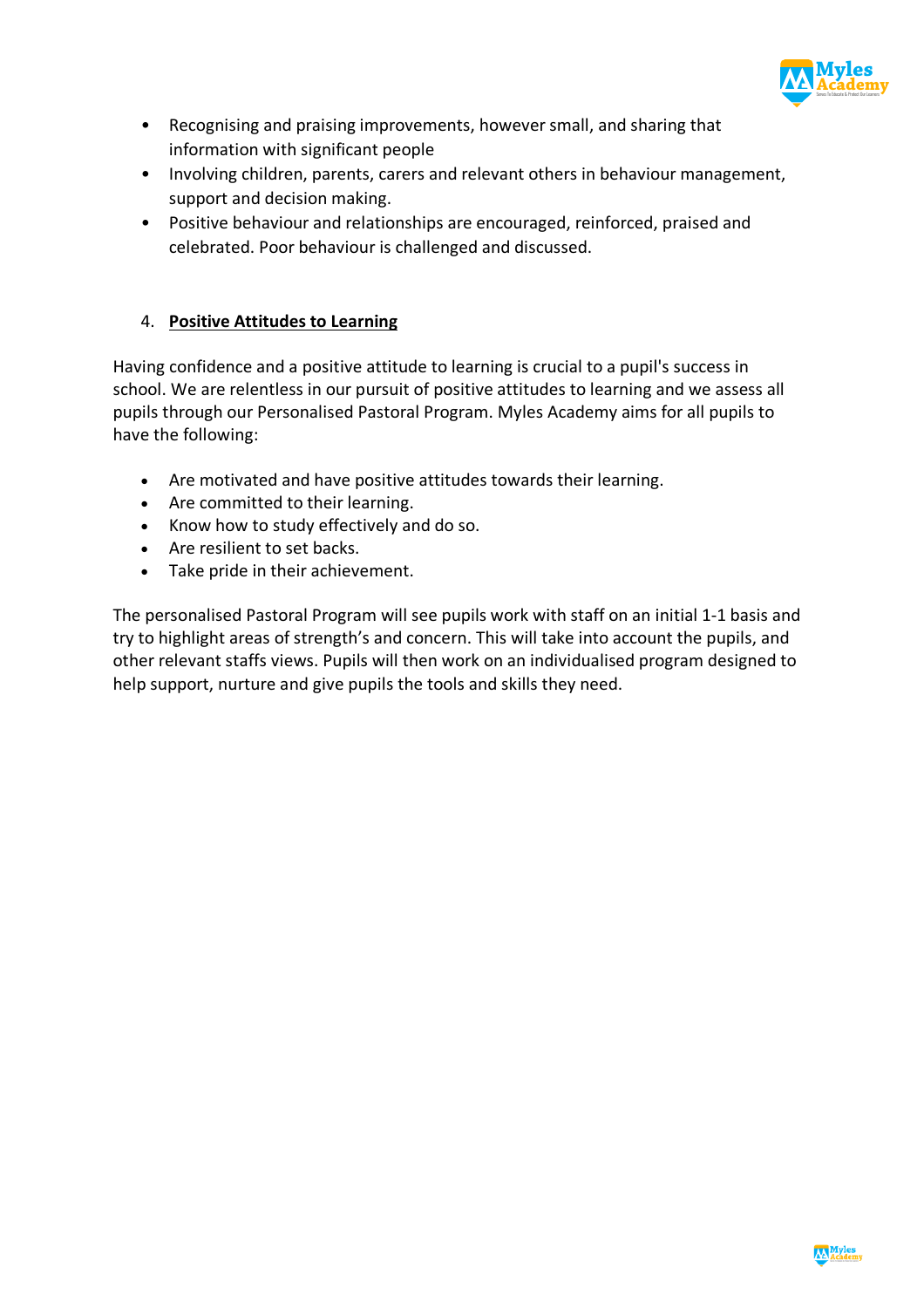- Recognising and praising improvements, however small, and sharing that information with significant people
- Involving children, parents, carers and relevant others in behaviour management, support and decision making.
- Positive behaviour and relationships are encouraged, reinforced, praised and celebrated. Poor behaviour is challenged and discussed.

## 4. Positive Attitudes to Learning

Having confidence and a positive attitude to learning is crucial to a pupil's success in school. We are relentless in our pursuit of positive attitudes to learning and we assess all pupils through our Personalised Pastoral Program. Myles Academy aims for all pupils to have the following:

- Are motivated and have positive attitudes towards their learning.
- Are committed to their learning.
- Know how to study effectively and do so.
- Are resilient to set backs.
- Take pride in their achievement.

The personalised Pastoral Program will see pupils work with staff on an initial 1-1 basis and try to highlight areas of strength's and concern. This will take into account the pupils, and other relevant staffs views. Pupils will then work on an individualised program designed to help support, nurture and give pupils the tools and skills they need.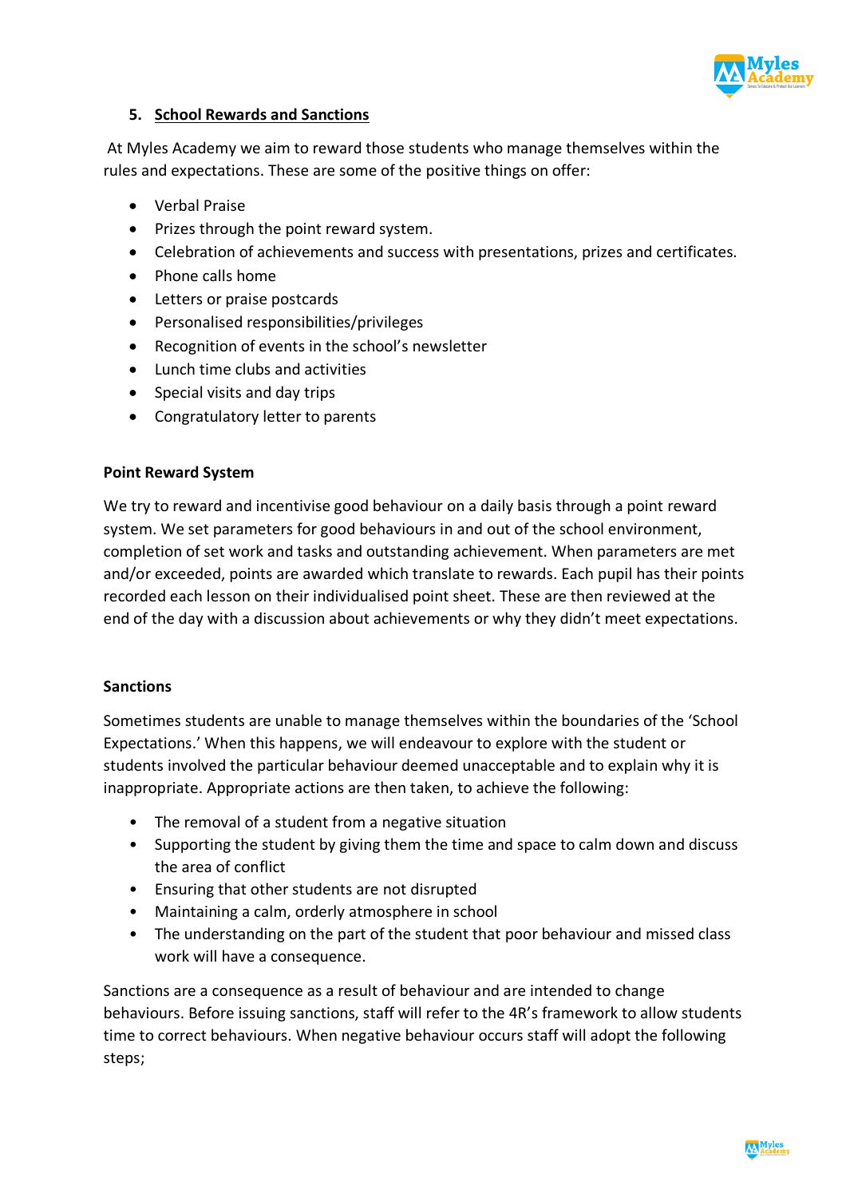## 5. School Rewards and Sanctions

At Myles Academy we aim to reward those students who manage themselves within the rules and expectations. These are some of the positive things on offer:

- Verbal Praise
- Prizes through the point reward system.
- Celebration of achievements and success with presentations, prizes and certificates.
- Phone calls home
- Letters or praise postcards
- Personalised responsibilities/privileges
- Recognition of events in the school's newsletter
- Lunch time clubs and activities
- Special visits and day trips
- Congratulatory letter to parents

**Point Reward System**

We try to reward and incentivise good behaviour on a daily basis through a point reward system. We set parameters for good behaviours in and out of the school environment, completion of set work and tasks and outstanding achievement. When parameters are met and/or exceeded, points are awarded which translate to rewards. Each pupil has their points recorded each lesson on their individualised point sheet. These are then reviewed at the end of the day with a discussion about achievements or why they didn't meet expectations.

**Sanctions**

Sometimes students are unable to manage themselves within the boundaries of the 'School Expectations.' When this happens, we will endeavour to explore with the student or students involved the particular behaviour deemed unacceptable and to explain why it is inappropriate. Appropriate actions are then taken, to achieve the following:

- The removal of a student from a negative situation
- Supporting the student by giving them the time and space to calm down and discuss the area of conflict
- Ensuring that other students are not disrupted
- Maintaining a calm, orderly atmosphere in school
- The understanding on the part of the student that poor behaviour and missed class work will have a consequence.

Sanctions are a consequence as a result of behaviour and are intended to change behaviours. Before issuing sanctions, staff will refer to the 4R's framework to allow students time to correct behaviours. When negative behaviour occurs staff will adopt the following steps;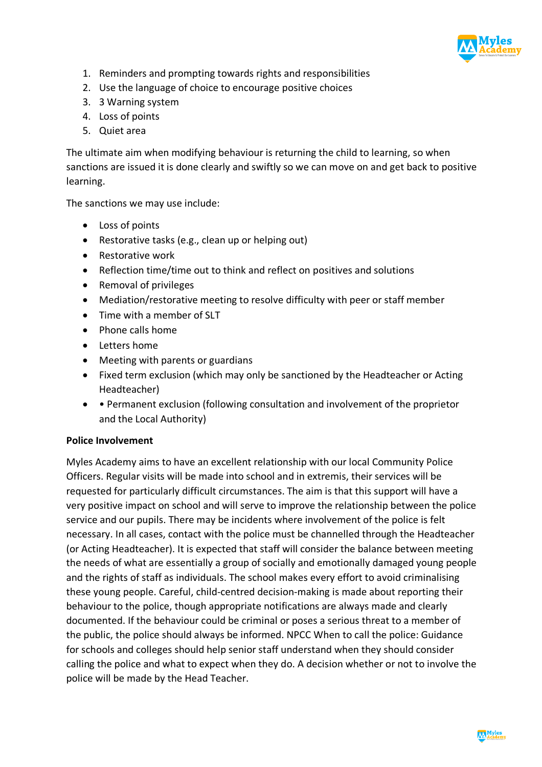1. Reminders and prompting towards rights and responsibilities
2. Use the language of choice to encourage positive choices
3. 3 Warning system
4. Loss of points
5. Quiet area

The ultimate aim when modifying behaviour is returning the child to learning, so when sanctions are issued it is done clearly and swiftly so we can move on and get back to positive learning.

The sanctions we may use include:

- Loss of points
- Restorative tasks (e.g., clean up or helping out)
- Restorative work
- Reflection time/time out to think and reflect on positives and solutions
- Removal of privileges
- Mediation/restorative meeting to resolve difficulty with peer or staff member
- Time with a member of SLT
- Phone calls home
- Letters home
- Meeting with parents or guardians
- Fixed term exclusion (which may only be sanctioned by the Headteacher or Acting Headteacher)
- • Permanent exclusion (following consultation and involvement of the proprietor and the Local Authority)

**Police Involvement**

Myles Academy aims to have an excellent relationship with our local Community Police Officers. Regular visits will be made into school and in extremis, their services will be requested for particularly difficult circumstances. The aim is that this support will have a very positive impact on school and will serve to improve the relationship between the police service and our pupils. There may be incidents where involvement of the police is felt necessary. In all cases, contact with the police must be channelled through the Headteacher (or Acting Headteacher). It is expected that staff will consider the balance between meeting the needs of what are essentially a group of socially and emotionally damaged young people and the rights of staff as individuals. The school makes every effort to avoid criminalising these young people. Careful, child-centred decision-making is made about reporting their behaviour to the police, though appropriate notifications are always made and clearly documented. If the behaviour could be criminal or poses a serious threat to a member of the public, the police should always be informed. NPCC When to call the police: Guidance for schools and colleges should help senior staff understand when they should consider calling the police and what to expect when they do. A decision whether or not to involve the police will be made by the Head Teacher.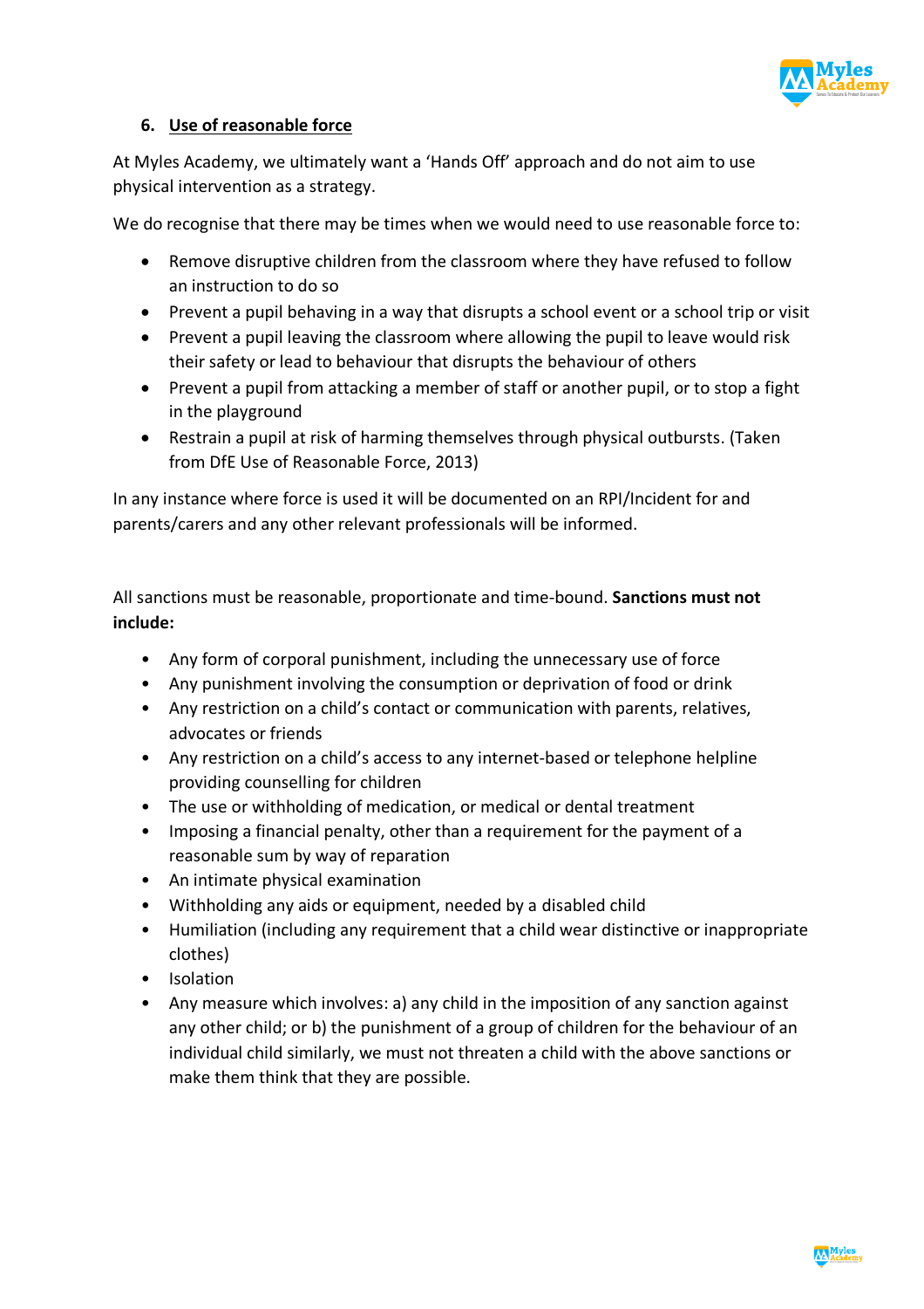## 6. Use of reasonable force

At Myles Academy, we ultimately want a 'Hands Off' approach and do not aim to use physical intervention as a strategy.

We do recognise that there may be times when we would need to use reasonable force to:

- Remove disruptive children from the classroom where they have refused to follow an instruction to do so
- Prevent a pupil behaving in a way that disrupts a school event or a school trip or visit
- Prevent a pupil leaving the classroom where allowing the pupil to leave would risk their safety or lead to behaviour that disrupts the behaviour of others
- Prevent a pupil from attacking a member of staff or another pupil, or to stop a fight in the playground
- Restrain a pupil at risk of harming themselves through physical outbursts. (Taken from DfE Use of Reasonable Force, 2013)

In any instance where force is used it will be documented on an RPI/Incident for and parents/carers and any other relevant professionals will be informed.

All sanctions must be reasonable, proportionate and time-bound. **Sanctions must not include:**

- Any form of corporal punishment, including the unnecessary use of force
- Any punishment involving the consumption or deprivation of food or drink
- Any restriction on a child's contact or communication with parents, relatives, advocates or friends
- Any restriction on a child's access to any internet-based or telephone helpline providing counselling for children
- The use or withholding of medication, or medical or dental treatment
- Imposing a financial penalty, other than a requirement for the payment of a reasonable sum by way of reparation
- An intimate physical examination
- Withholding any aids or equipment, needed by a disabled child
- Humiliation (including any requirement that a child wear distinctive or inappropriate clothes)
- Isolation
- Any measure which involves: a) any child in the imposition of any sanction against any other child; or b) the punishment of a group of children for the behaviour of an individual child similarly, we must not threaten a child with the above sanctions or make them think that they are possible.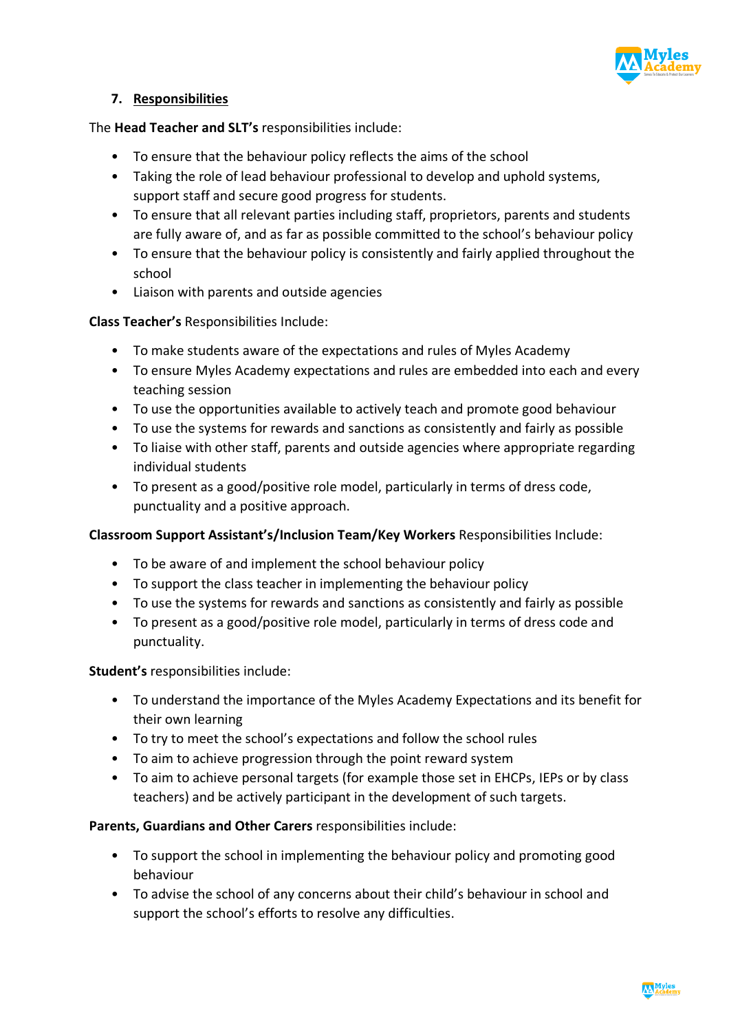## 7. Responsibilities

The **Head Teacher and SLT's** responsibilities include:

- To ensure that the behaviour policy reflects the aims of the school
- Taking the role of lead behaviour professional to develop and uphold systems, support staff and secure good progress for students.
- To ensure that all relevant parties including staff, proprietors, parents and students are fully aware of, and as far as possible committed to the school's behaviour policy
- To ensure that the behaviour policy is consistently and fairly applied throughout the school
- Liaison with parents and outside agencies

**Class Teacher's** Responsibilities Include:

- To make students aware of the expectations and rules of Myles Academy
- To ensure Myles Academy expectations and rules are embedded into each and every teaching session
- To use the opportunities available to actively teach and promote good behaviour
- To use the systems for rewards and sanctions as consistently and fairly as possible
- To liaise with other staff, parents and outside agencies where appropriate regarding individual students
- To present as a good/positive role model, particularly in terms of dress code, punctuality and a positive approach.

**Classroom Support Assistant's/Inclusion Team/Key Workers** Responsibilities Include:

- To be aware of and implement the school behaviour policy
- To support the class teacher in implementing the behaviour policy
- To use the systems for rewards and sanctions as consistently and fairly as possible
- To present as a good/positive role model, particularly in terms of dress code and punctuality.

**Student's** responsibilities include:

- To understand the importance of the Myles Academy Expectations and its benefit for their own learning
- To try to meet the school's expectations and follow the school rules
- To aim to achieve progression through the point reward system
- To aim to achieve personal targets (for example those set in EHCPs, IEPs or by class teachers) and be actively participant in the development of such targets.

**Parents, Guardians and Other Carers** responsibilities include:

- To support the school in implementing the behaviour policy and promoting good behaviour
- To advise the school of any concerns about their child's behaviour in school and support the school's efforts to resolve any difficulties.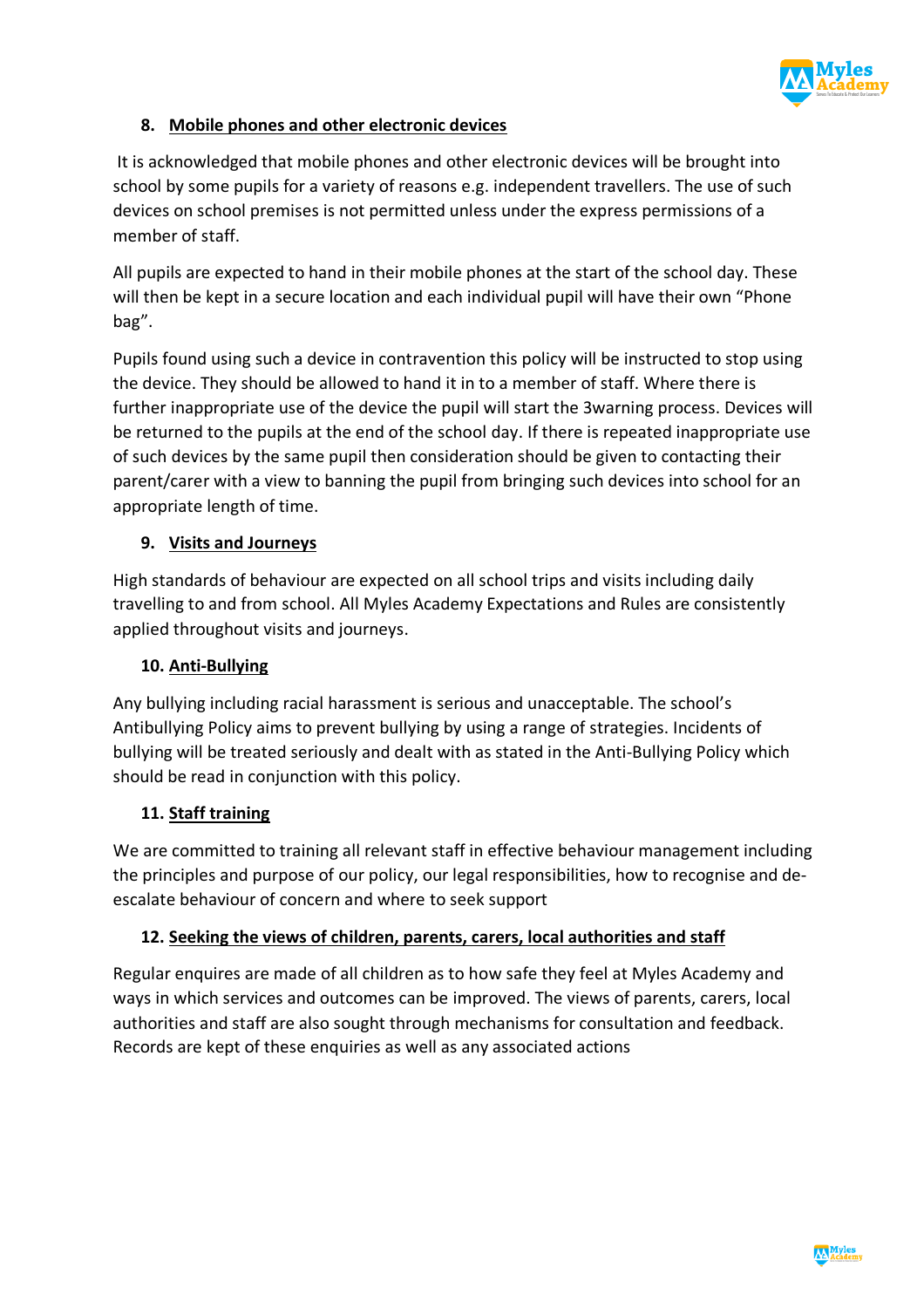## 8. Mobile phones and other electronic devices

It is acknowledged that mobile phones and other electronic devices will be brought into school by some pupils for a variety of reasons e.g. independent travellers. The use of such devices on school premises is not permitted unless under the express permissions of a member of staff.

All pupils are expected to hand in their mobile phones at the start of the school day. These will then be kept in a secure location and each individual pupil will have their own "Phone bag".

Pupils found using such a device in contravention this policy will be instructed to stop using the device. They should be allowed to hand it in to a member of staff. Where there is further inappropriate use of the device the pupil will start the 3warning process. Devices will be returned to the pupils at the end of the school day. If there is repeated inappropriate use of such devices by the same pupil then consideration should be given to contacting their parent/carer with a view to banning the pupil from bringing such devices into school for an appropriate length of time.

## 9. Visits and Journeys

High standards of behaviour are expected on all school trips and visits including daily travelling to and from school. All Myles Academy Expectations and Rules are consistently applied throughout visits and journeys.

## 10. Anti-Bullying

Any bullying including racial harassment is serious and unacceptable. The school's Antibullying Policy aims to prevent bullying by using a range of strategies. Incidents of bullying will be treated seriously and dealt with as stated in the Anti-Bullying Policy which should be read in conjunction with this policy.

## 11. Staff training

We are committed to training all relevant staff in effective behaviour management including the principles and purpose of our policy, our legal responsibilities, how to recognise and de-escalate behaviour of concern and where to seek support

## 12. Seeking the views of children, parents, carers, local authorities and staff

Regular enquires are made of all children as to how safe they feel at Myles Academy and ways in which services and outcomes can be improved. The views of parents, carers, local authorities and staff are also sought through mechanisms for consultation and feedback. Records are kept of these enquiries as well as any associated actions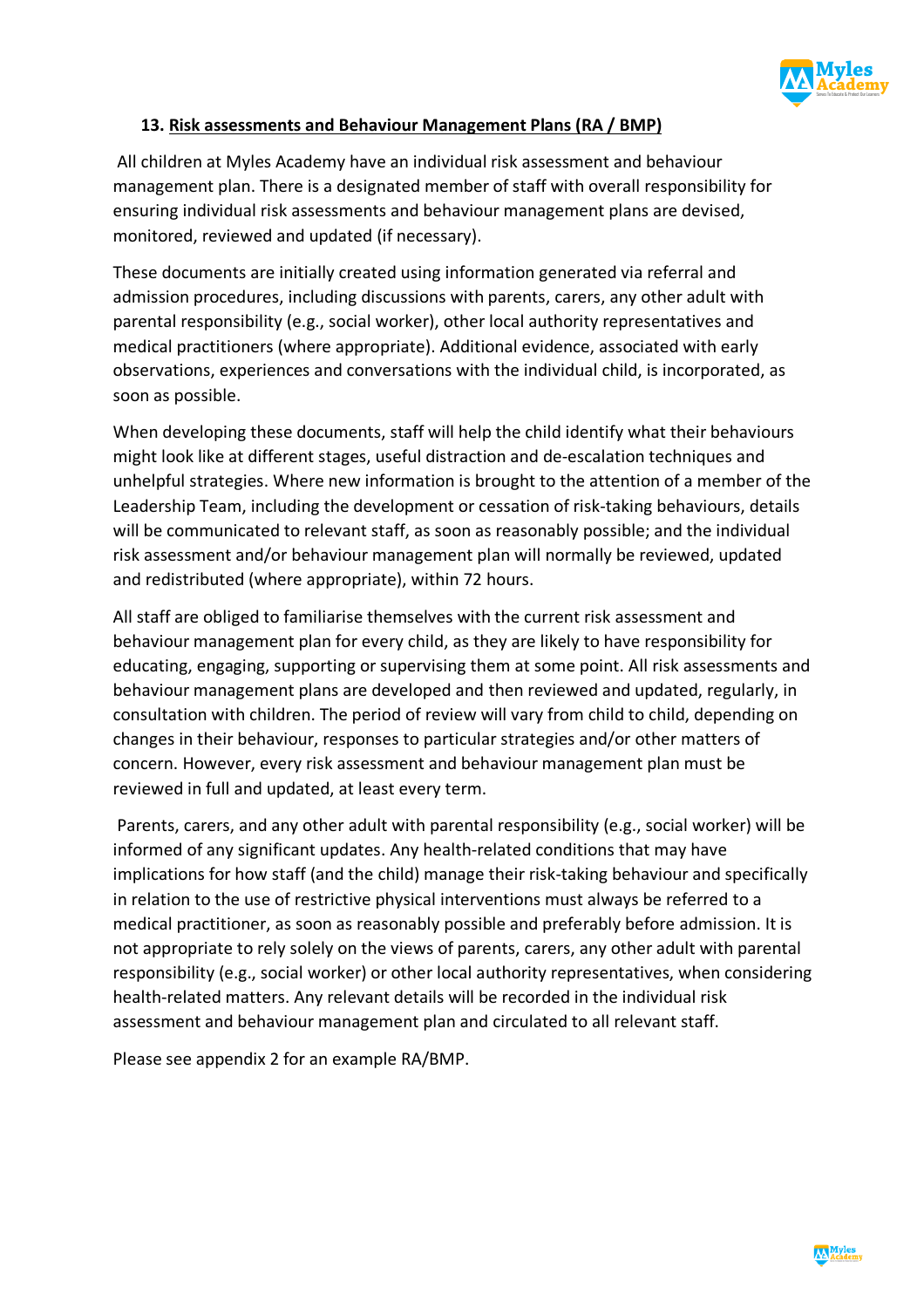## 13. Risk assessments and Behaviour Management Plans (RA / BMP)

All children at Myles Academy have an individual risk assessment and behaviour management plan. There is a designated member of staff with overall responsibility for ensuring individual risk assessments and behaviour management plans are devised, monitored, reviewed and updated (if necessary).

These documents are initially created using information generated via referral and admission procedures, including discussions with parents, carers, any other adult with parental responsibility (e.g., social worker), other local authority representatives and medical practitioners (where appropriate). Additional evidence, associated with early observations, experiences and conversations with the individual child, is incorporated, as soon as possible.

When developing these documents, staff will help the child identify what their behaviours might look like at different stages, useful distraction and de-escalation techniques and unhelpful strategies. Where new information is brought to the attention of a member of the Leadership Team, including the development or cessation of risk-taking behaviours, details will be communicated to relevant staff, as soon as reasonably possible; and the individual risk assessment and/or behaviour management plan will normally be reviewed, updated and redistributed (where appropriate), within 72 hours.

All staff are obliged to familiarise themselves with the current risk assessment and behaviour management plan for every child, as they are likely to have responsibility for educating, engaging, supporting or supervising them at some point. All risk assessments and behaviour management plans are developed and then reviewed and updated, regularly, in consultation with children. The period of review will vary from child to child, depending on changes in their behaviour, responses to particular strategies and/or other matters of concern. However, every risk assessment and behaviour management plan must be reviewed in full and updated, at least every term.

Parents, carers, and any other adult with parental responsibility (e.g., social worker) will be informed of any significant updates. Any health-related conditions that may have implications for how staff (and the child) manage their risk-taking behaviour and specifically in relation to the use of restrictive physical interventions must always be referred to a medical practitioner, as soon as reasonably possible and preferably before admission. It is not appropriate to rely solely on the views of parents, carers, any other adult with parental responsibility (e.g., social worker) or other local authority representatives, when considering health-related matters. Any relevant details will be recorded in the individual risk assessment and behaviour management plan and circulated to all relevant staff.

Please see appendix 2 for an example RA/BMP.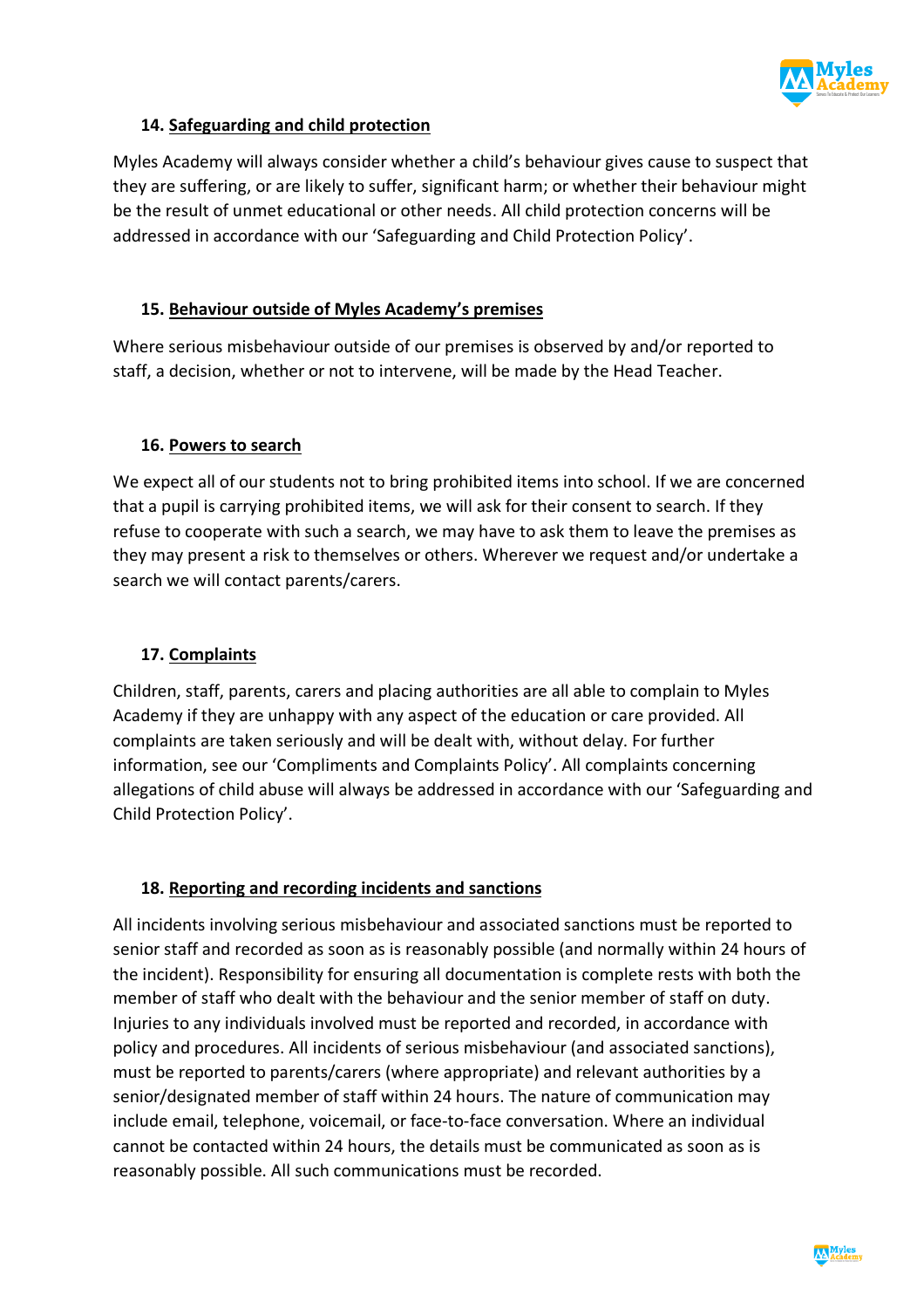## 14. Safeguarding and child protection

Myles Academy will always consider whether a child's behaviour gives cause to suspect that they are suffering, or are likely to suffer, significant harm; or whether their behaviour might be the result of unmet educational or other needs. All child protection concerns will be addressed in accordance with our 'Safeguarding and Child Protection Policy'.

## 15. Behaviour outside of Myles Academy's premises

Where serious misbehaviour outside of our premises is observed by and/or reported to staff, a decision, whether or not to intervene, will be made by the Head Teacher.

## 16. Powers to search

We expect all of our students not to bring prohibited items into school. If we are concerned that a pupil is carrying prohibited items, we will ask for their consent to search. If they refuse to cooperate with such a search, we may have to ask them to leave the premises as they may present a risk to themselves or others. Wherever we request and/or undertake a search we will contact parents/carers.

## 17. Complaints

Children, staff, parents, carers and placing authorities are all able to complain to Myles Academy if they are unhappy with any aspect of the education or care provided. All complaints are taken seriously and will be dealt with, without delay. For further information, see our 'Compliments and Complaints Policy'. All complaints concerning allegations of child abuse will always be addressed in accordance with our 'Safeguarding and Child Protection Policy'.

## 18. Reporting and recording incidents and sanctions

All incidents involving serious misbehaviour and associated sanctions must be reported to senior staff and recorded as soon as is reasonably possible (and normally within 24 hours of the incident). Responsibility for ensuring all documentation is complete rests with both the member of staff who dealt with the behaviour and the senior member of staff on duty. Injuries to any individuals involved must be reported and recorded, in accordance with policy and procedures. All incidents of serious misbehaviour (and associated sanctions), must be reported to parents/carers (where appropriate) and relevant authorities by a senior/designated member of staff within 24 hours. The nature of communication may include email, telephone, voicemail, or face-to-face conversation. Where an individual cannot be contacted within 24 hours, the details must be communicated as soon as is reasonably possible. All such communications must be recorded.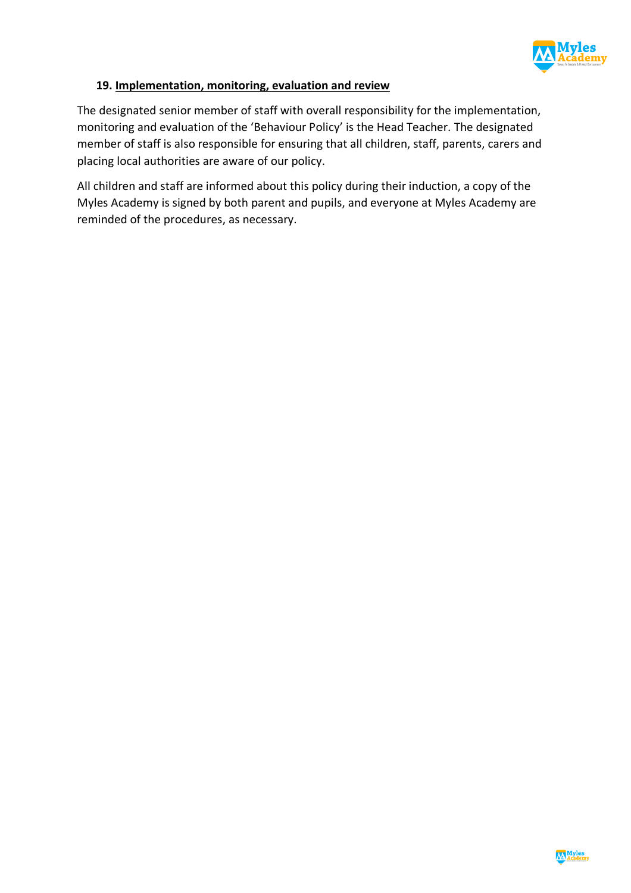## 19. Implementation, monitoring, evaluation and review

The designated senior member of staff with overall responsibility for the implementation, monitoring and evaluation of the 'Behaviour Policy' is the Head Teacher. The designated member of staff is also responsible for ensuring that all children, staff, parents, carers and placing local authorities are aware of our policy.

All children and staff are informed about this policy during their induction, a copy of the Myles Academy is signed by both parent and pupils, and everyone at Myles Academy are reminded of the procedures, as necessary.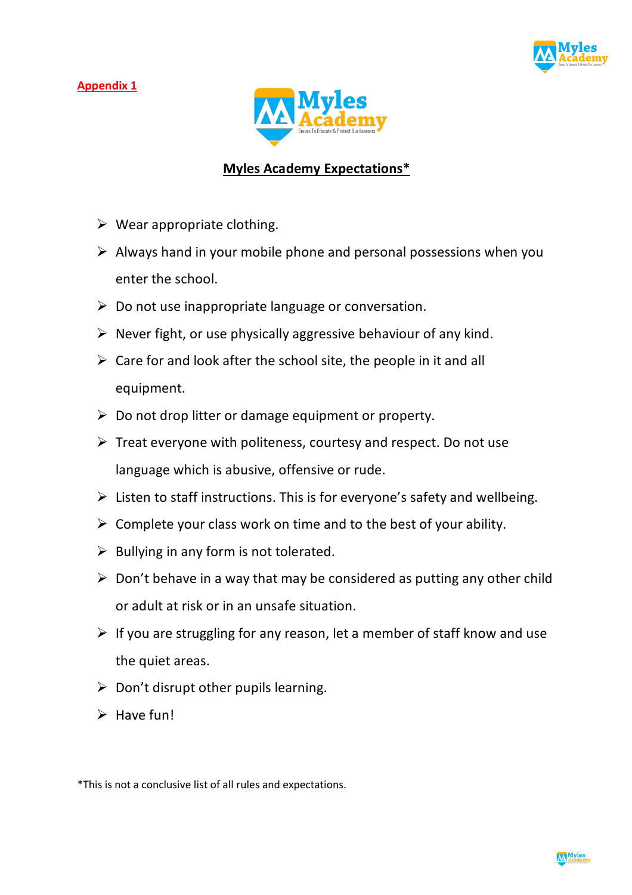Appendix 1

## Myles Academy Expectations*

- Wear appropriate clothing.
- Always hand in your mobile phone and personal possessions when you enter the school.
- Do not use inappropriate language or conversation.
- Never fight, or use physically aggressive behaviour of any kind.
- Care for and look after the school site, the people in it and all equipment.
- Do not drop litter or damage equipment or property.
- Treat everyone with politeness, courtesy and respect. Do not use language which is abusive, offensive or rude.
- Listen to staff instructions. This is for everyone's safety and wellbeing.
- Complete your class work on time and to the best of your ability.
- Bullying in any form is not tolerated.
- Don't behave in a way that may be considered as putting any other child or adult at risk or in an unsafe situation.
- If you are struggling for any reason, let a member of staff know and use the quiet areas.
- Don't disrupt other pupils learning.
- Have fun!

*This is not a conclusive list of all rules and expectations.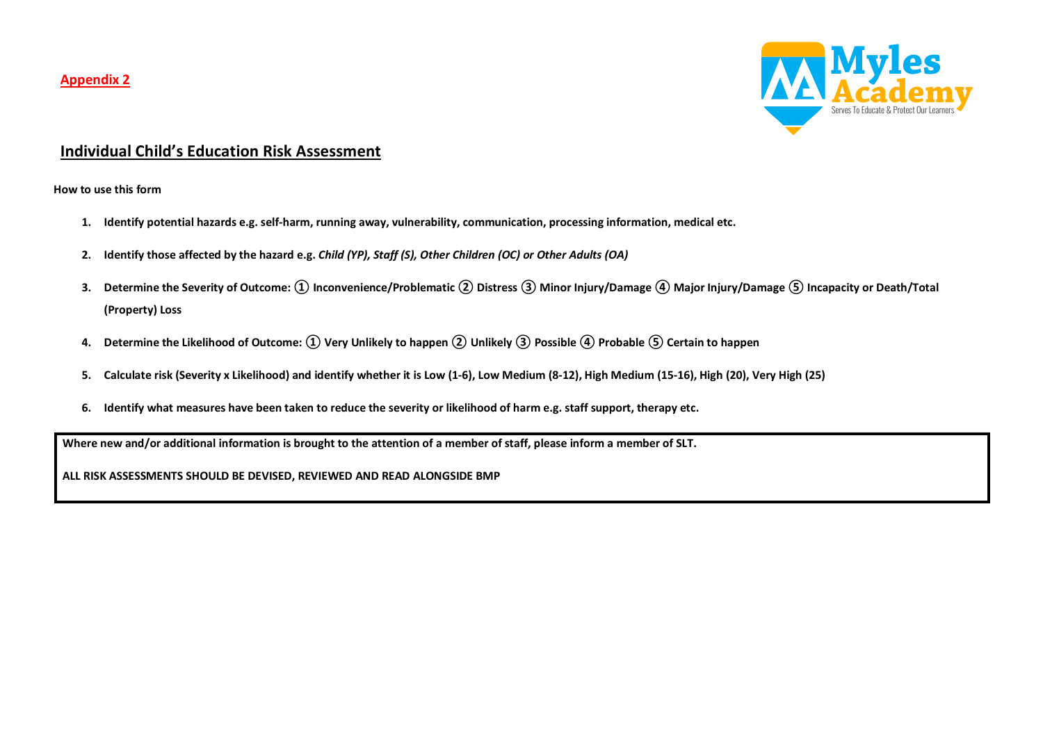**Appendix 2**

Myles Academy

Serves To Educate & Protect Our Learners

## Individual Child's Education Risk Assessment

**How to use this form**

1. **Identify potential hazards e.g. self-harm, running away, vulnerability, communication, processing information, medical etc.**
2. **Identify those affected by the hazard e.g. *Child (YP), Staff (S), Other Children (OC) or Other Adults (OA)***
3. **Determine the Severity of Outcome: ① Inconvenience/Problematic ② Distress ③ Minor Injury/Damage ④ Major Injury/Damage ⑤ Incapacity or Death/Total (Property) Loss**
4. **Determine the Likelihood of Outcome: ① Very Unlikely to happen ② Unlikely ③ Possible ④ Probable ⑤ Certain to happen**
5. **Calculate risk (Severity x Likelihood) and identify whether it is Low (1-6), Low Medium (8-12), High Medium (15-16), High (20), Very High (25)**
6. **Identify what measures have been taken to reduce the severity or likelihood of harm e.g. staff support, therapy etc.**

**Where new and/or additional information is brought to the attention of a member of staff, please inform a member of SLT.**

**ALL RISK ASSESSMENTS SHOULD BE DEVISED, REVIEWED AND READ ALONGSIDE BMP**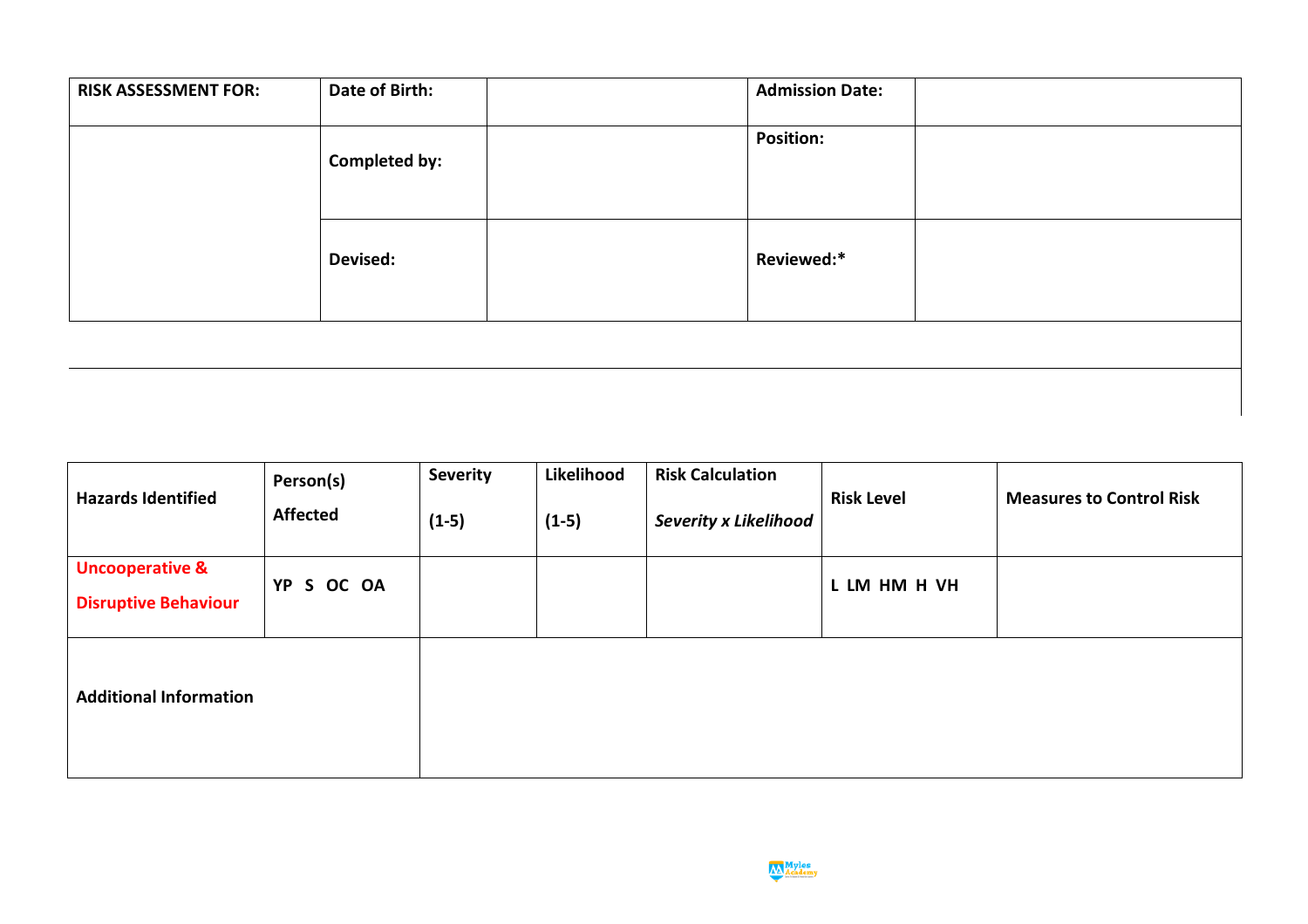| RISK ASSESSMENT FOR: | Date of Birth: | | Admission Date: | |
|---|---|---|---|---|
| | Completed by: | | Position: | |
| | Devised: | | Reviewed:* | |

| Hazards Identified | Person(s) Affected | Severity (1-5) | Likelihood (1-5) | Risk Calculation *Severity x Likelihood* | Risk Level | Measures to Control Risk |
|---|---|---|---|---|---|---|
| Uncooperative & Disruptive Behaviour | YP S OC OA | | | | L LM HM H VH | |
| Additional Information | | | | | | |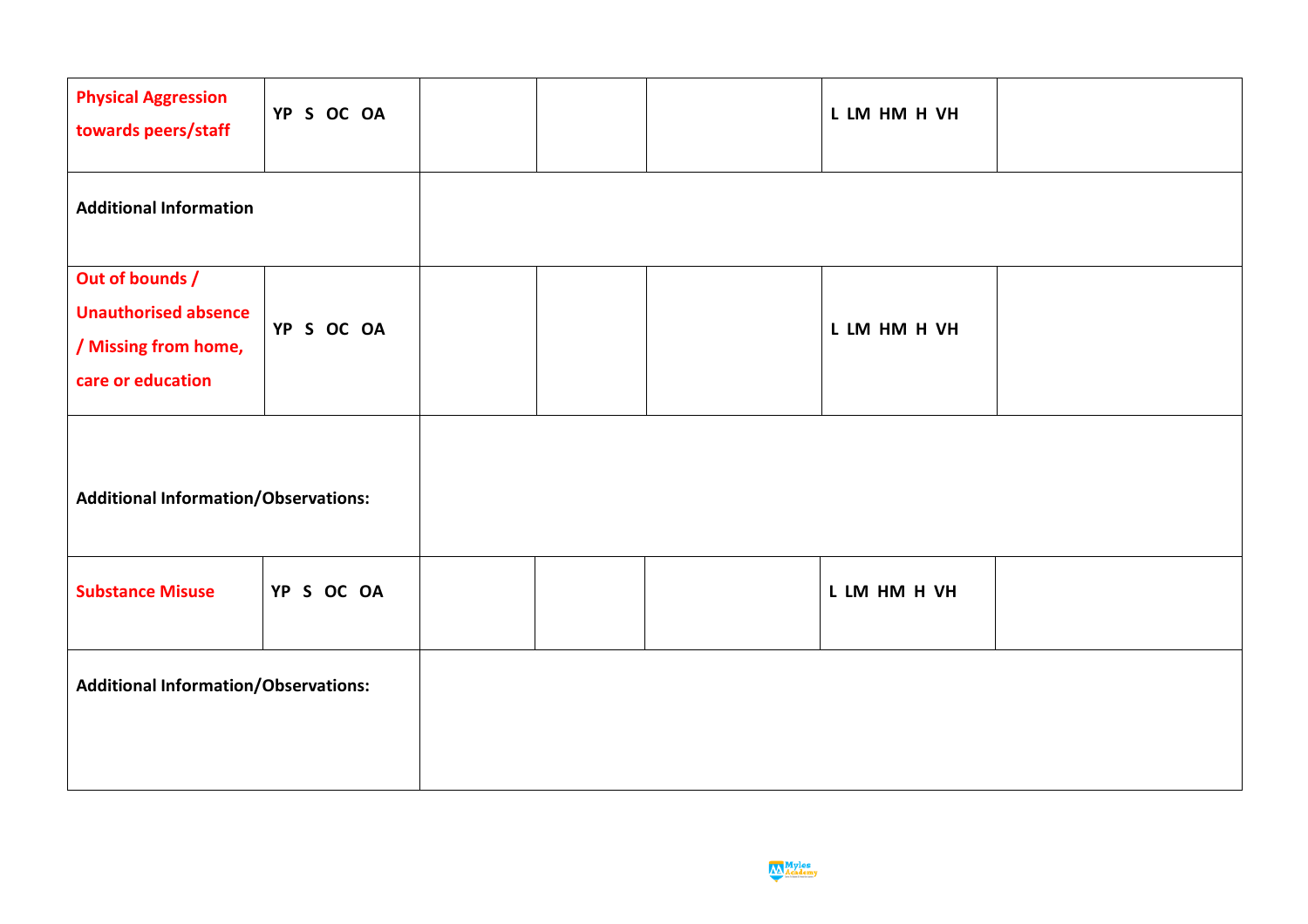| | | | | | | |
|---|---|---|---|---|---|---|
| **Physical Aggression towards peers/staff** | **YP S OC OA** | | | | **L LM HM H VH** | |
| **Additional Information** | | | | | | |
| **Out of bounds / Unauthorised absence / Missing from home, care or education** | **YP S OC OA** | | | | **L LM HM H VH** | |
| **Additional Information/Observations:** | | | | | | |
| **Substance Misuse** | **YP S OC OA** | | | | **L LM HM H VH** | |
| **Additional Information/Observations:** | | | | | | |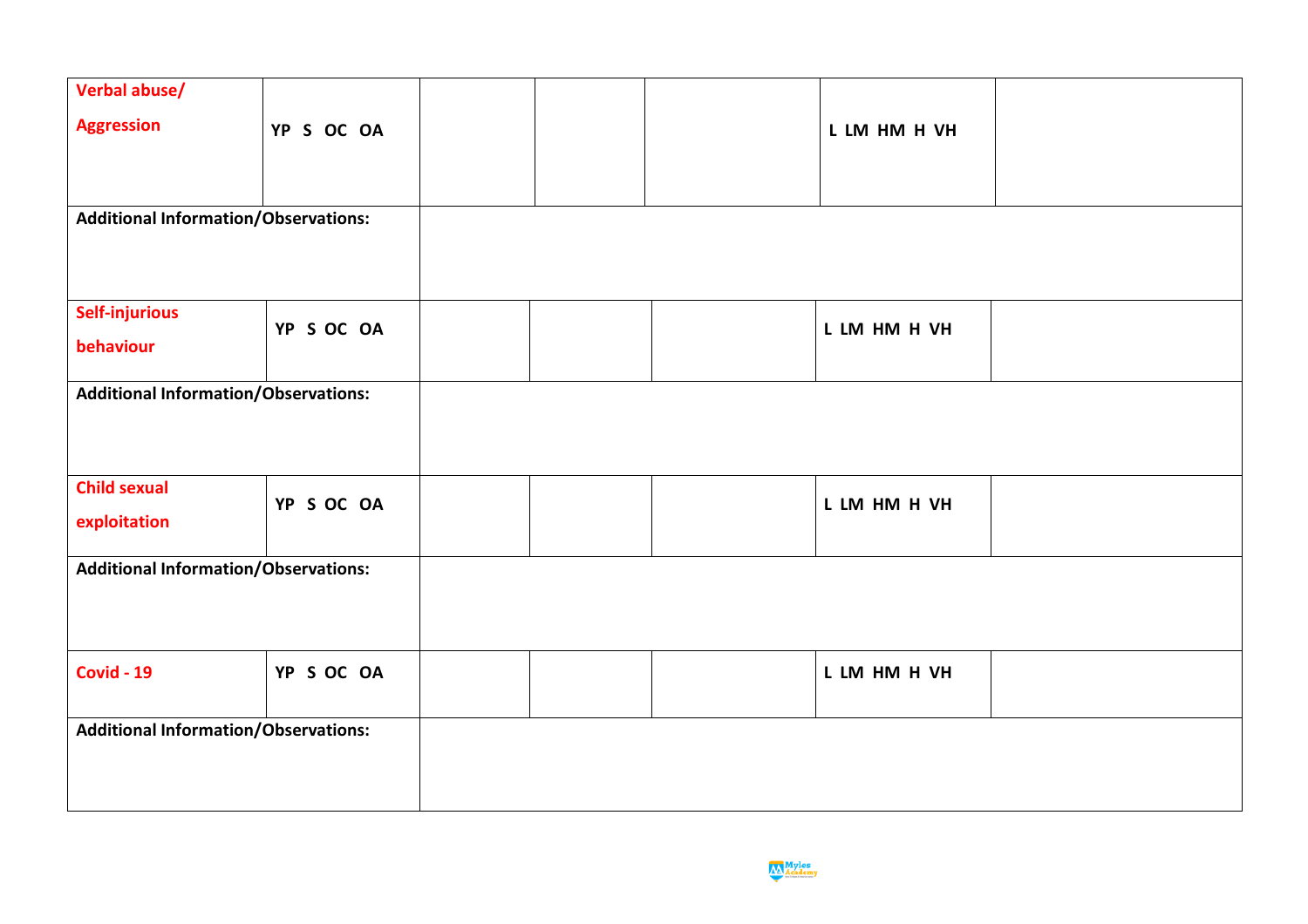| | | | | | | |
|---|---|---|---|---|---|---|
| **Verbal abuse/ Aggression** | **YP S OC OA** | | | | **L LM HM H VH** | |
| **Additional Information/Observations:** | | | | | | |
| **Self-injurious behaviour** | **YP S OC OA** | | | | **L LM HM H VH** | |
| **Additional Information/Observations:** | | | | | | |
| **Child sexual exploitation** | **YP S OC OA** | | | | **L LM HM H VH** | |
| **Additional Information/Observations:** | | | | | | |
| **Covid - 19** | **YP S OC OA** | | | | **L LM HM H VH** | |
| **Additional Information/Observations:** | | | | | | |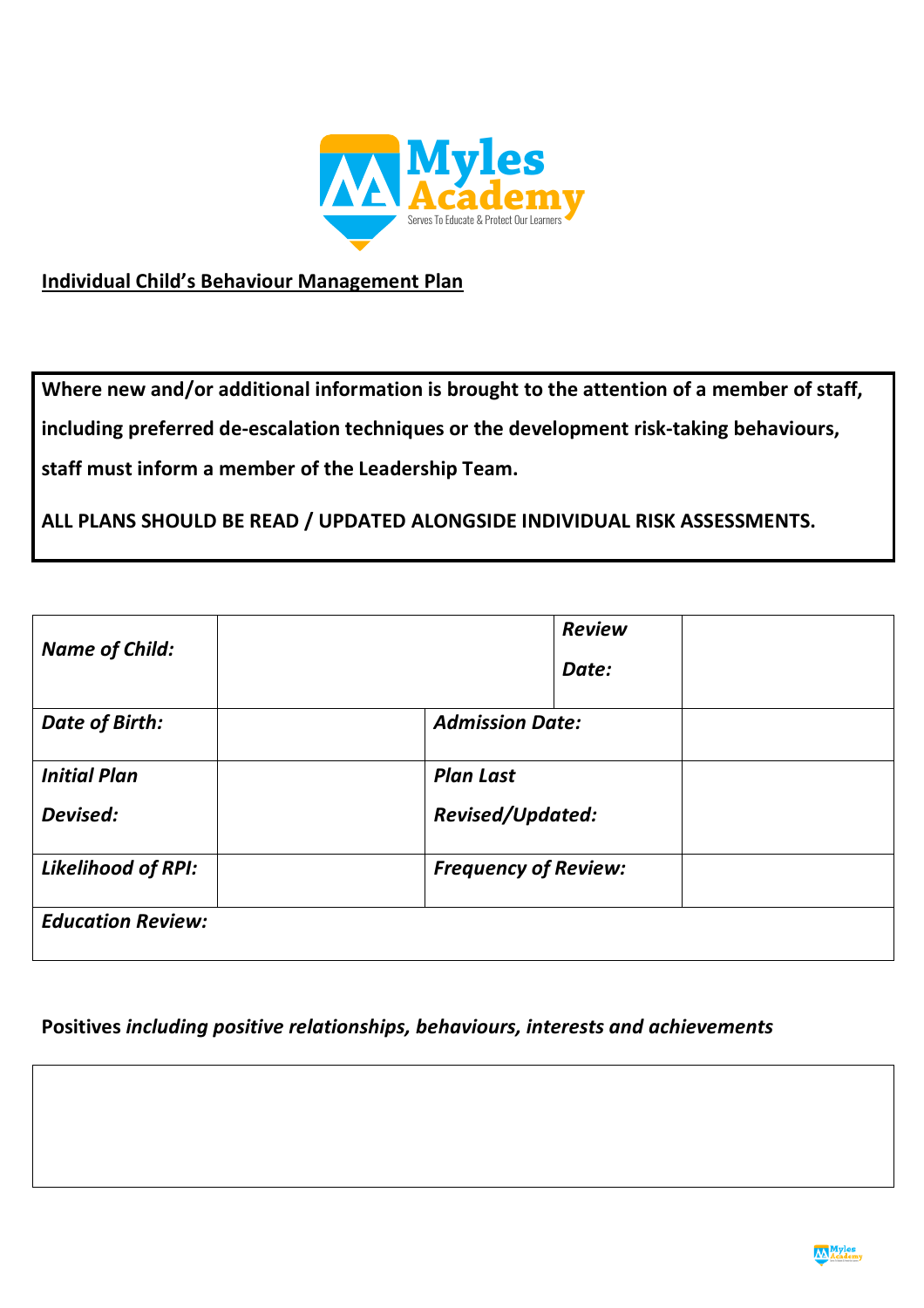**Individual Child's Behaviour Management Plan**

**Where new and/or additional information is brought to the attention of a member of staff, including preferred de-escalation techniques or the development risk-taking behaviours, staff must inform a member of the Leadership Team.**

**ALL PLANS SHOULD BE READ / UPDATED ALONGSIDE INDIVIDUAL RISK ASSESSMENTS.**

| ***Name of Child:*** | | ***Review Date:*** | |
|---|---|---|---|
| ***Date of Birth:*** | | ***Admission Date:*** | |
| ***Initial Plan Devised:*** | | ***Plan Last Revised/Updated:*** | |
| ***Likelihood of RPI:*** | | ***Frequency of Review:*** | |
| ***Education Review:*** | | | |

**Positives** ***including positive relationships, behaviours, interests and achievements***

| |
|---|
| |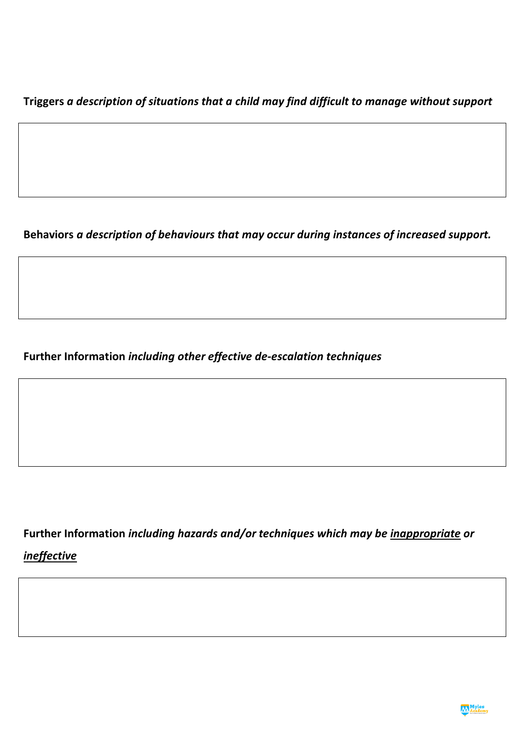**Triggers** ***a description of situations that a child may find difficult to manage without support***

**Behaviors** ***a description of behaviours that may occur during instances of increased support.***

**Further Information** ***including other effective de-escalation techniques***

**Further Information** ***including hazards and/or techniques which may be <u>inappropriate</u> or <u>ineffective</u>***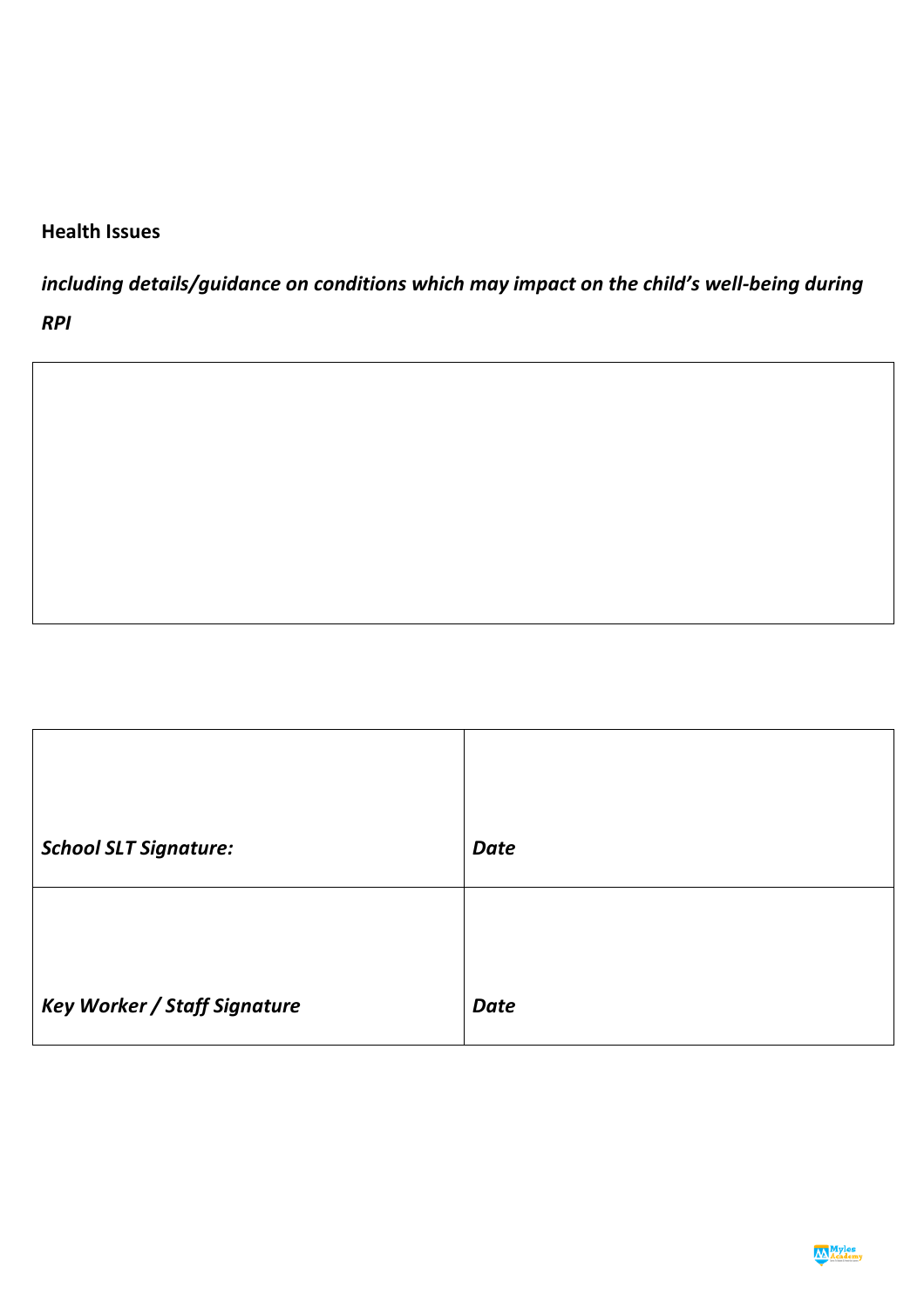**Health Issues**

***including details/guidance on conditions which may impact on the child's well-being during RPI***

| |
|---|
| |

| | |
|---|---|
| ***School SLT Signature:*** | ***Date*** |
| ***Key Worker / Staff Signature*** | ***Date*** |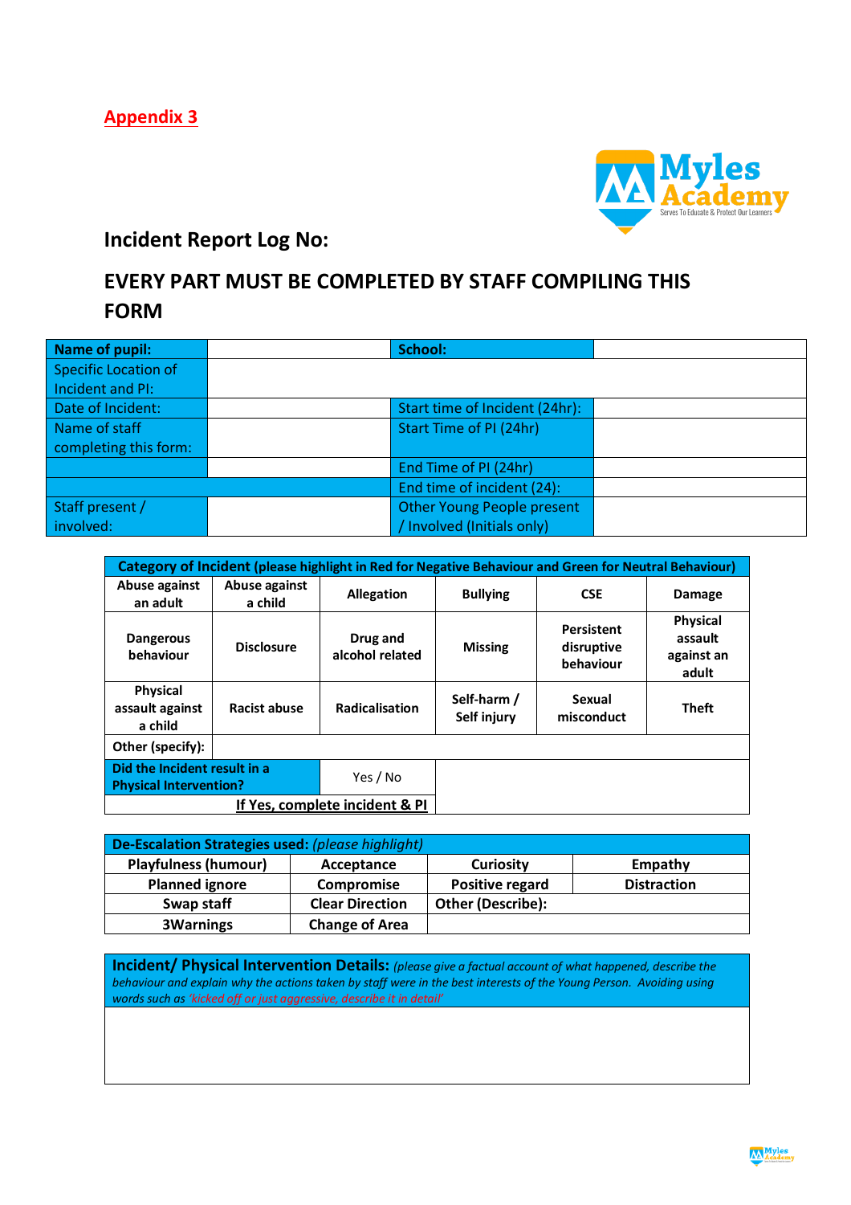**Appendix 3**

## Incident Report Log No:

## EVERY PART MUST BE COMPLETED BY STAFF COMPILING THIS FORM

| **Name of pupil:** | | **School:** | |
|---|---|---|---|
| Specific Location of Incident and PI: | | | |
| Date of Incident: | | Start time of Incident (24hr): | |
| Name of staff completing this form: | | Start Time of PI (24hr) | |
| | | End Time of PI (24hr) | |
| | | End time of incident (24): | |
| Staff present / involved: | | Other Young People present / Involved (Initials only) | |

| **Category of Incident (please highlight in Red for Negative Behaviour and Green for Neutral Behaviour)** | | | | | |
|---|---|---|---|---|---|
| **Abuse against an adult** | **Abuse against a child** | **Allegation** | **Bullying** | **CSE** | **Damage** |
| **Dangerous behaviour** | **Disclosure** | **Drug and alcohol related** | **Missing** | **Persistent disruptive behaviour** | **Physical assault against an adult** |
| **Physical assault against a child** | **Racist abuse** | **Radicalisation** | **Self-harm / Self injury** | **Sexual misconduct** | **Theft** |
| **Other (specify):** | | | | | |
| **Did the Incident result in a Physical Intervention?** | | Yes / No | | | |
| **If Yes, complete incident & PI** | | | | | |

| **De-Escalation Strategies used:** *(please highlight)* | | | |
|---|---|---|---|
| **Playfulness (humour)** | **Acceptance** | **Curiosity** | **Empathy** |
| **Planned ignore** | **Compromise** | **Positive regard** | **Distraction** |
| **Swap staff** | **Clear Direction** | **Other (Describe):** | |
| **3Warnings** | **Change of Area** | | |

| **Incident/ Physical Intervention Details:** *(please give a factual account of what happened, describe the behaviour and explain why the actions taken by staff were in the best interests of the Young Person. Avoiding using words such as 'kicked off or just aggressive, describe it in detail'* |
|---|
| |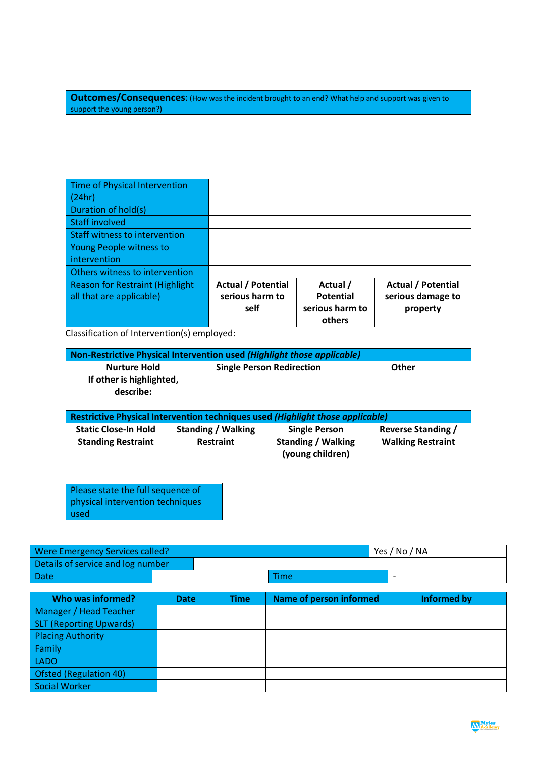| |
|---|
| |

| **Outcomes/Consequences**: (How was the incident brought to an end? What help and support was given to support the young person?) |
|---|
| |

| Time of Physical Intervention (24hr) | | | |
|---|---|---|---|
| Duration of hold(s) | | | |
| Staff involved | | | |
| Staff witness to intervention | | | |
| Young People witness to intervention | | | |
| Others witness to intervention | | | |
| Reason for Restraint (Highlight all that are applicable) | **Actual / Potential serious harm to self** | **Actual / Potential serious harm to others** | **Actual / Potential serious damage to property** |

Classification of Intervention(s) employed:

| **Non-Restrictive Physical Intervention used *(Highlight those applicable)*** | | |
|---|---|---|
| **Nurture Hold** | **Single Person Redirection** | **Other** |
| **If other is highlighted, describe:** | | |

| **Restrictive Physical Intervention techniques used *(Highlight those applicable)*** | | | |
|---|---|---|---|
| **Static Close-In Hold Standing Restraint** | **Standing / Walking Restraint** | **Single Person Standing / Walking (young children)** | **Reverse Standing / Walking Restraint** |

| Please state the full sequence of physical intervention techniques used | |
|---|---|

| Were Emergency Services called? | | | Yes / No / NA |
|---|---|---|---|
| Details of service and log number | | | |
| Date | | Time | - |

| **Who was informed?** | **Date** | **Time** | **Name of person informed** | **Informed by** |
|---|---|---|---|---|
| Manager / Head Teacher | | | | |
| SLT (Reporting Upwards) | | | | |
| Placing Authority | | | | |
| Family | | | | |
| LADO | | | | |
| Ofsted (Regulation 40) | | | | |
| Social Worker | | | | |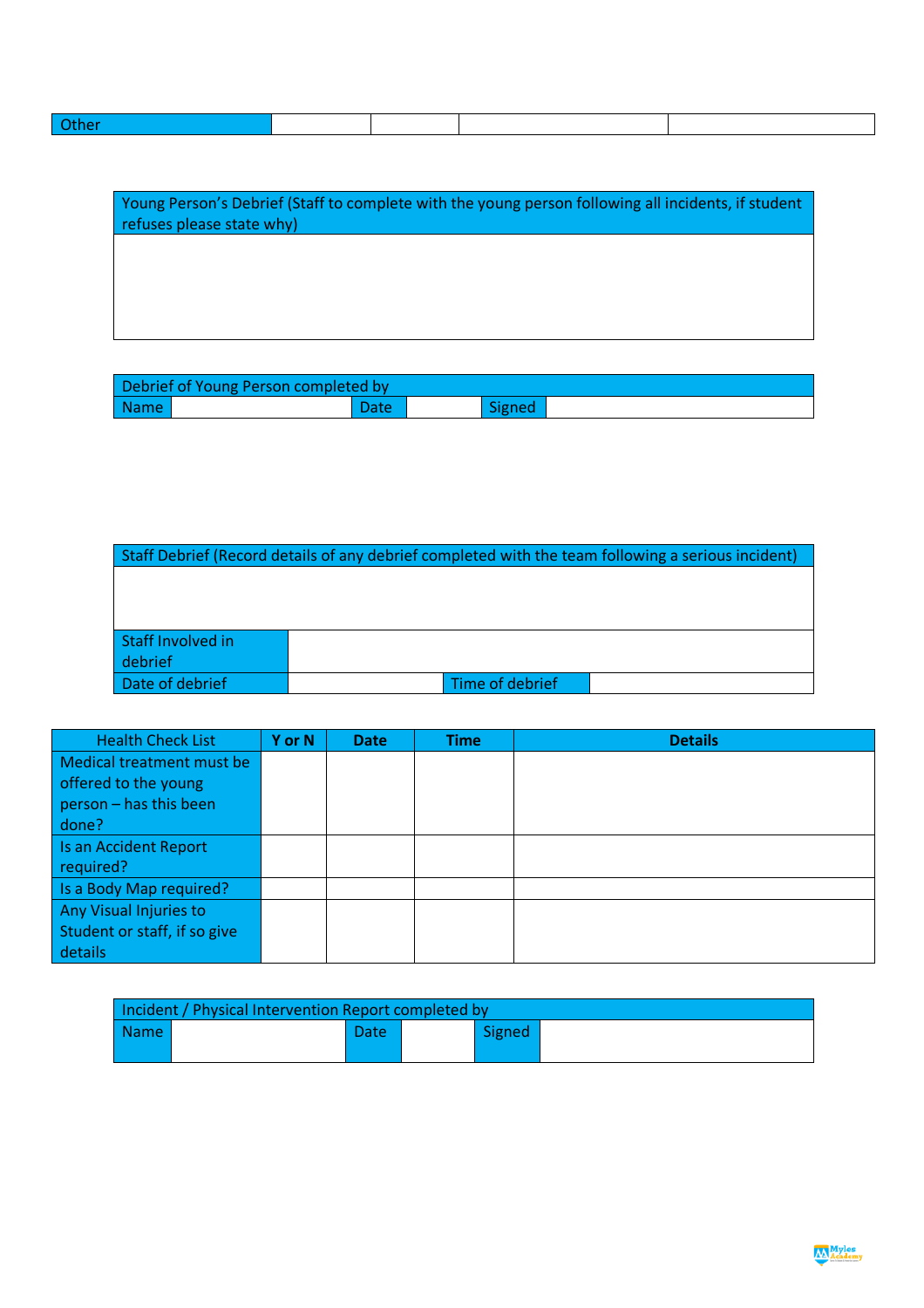| | | | | |
|---|---|---|---|---|
| Other | | | | |

| Young Person's Debrief (Staff to complete with the young person following all incidents, if student refuses please state why) |
|---|
| |

| Debrief of Young Person completed by | | | | | |
|---|---|---|---|---|---|
| Name | | Date | | Signed | |

| Staff Debrief (Record details of any debrief completed with the team following a serious incident) | | | |
|---|---|---|---|
| | | | |
| Staff Involved in debrief | | | |
| Date of debrief | | Time of debrief | |

| Health Check List | Y or N | Date | Time | Details |
|---|---|---|---|---|
| Medical treatment must be offered to the young person – has this been done? | | | | |
| Is an Accident Report required? | | | | |
| Is a Body Map required? | | | | |
| Any Visual Injuries to Student or staff, if so give details | | | | |

| Incident / Physical Intervention Report completed by | | | | | |
|---|---|---|---|---|---|
| Name | | Date | | Signed | |